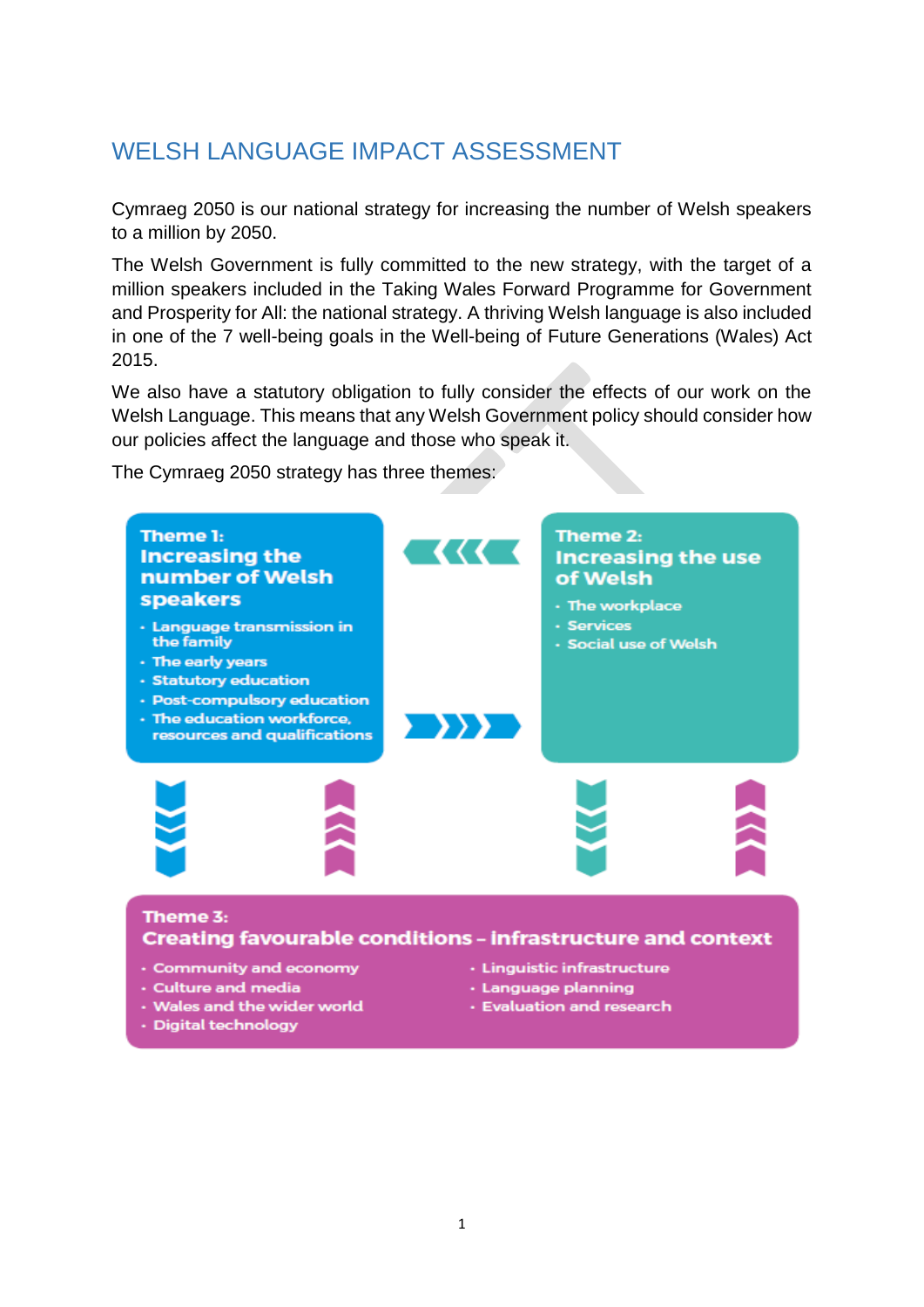# WELSH LANGUAGE IMPACT ASSESSMENT

Cymraeg 2050 is our national strategy for increasing the number of Welsh speakers to a million by 2050.

The Welsh Government is fully committed to the new strategy, with the target of a million speakers included in the Taking Wales Forward Programme for Government and Prosperity for All: the national strategy. A thriving Welsh language is also included in one of the 7 well-being goals in the Well-being of Future Generations (Wales) Act 2015.

We also have a statutory obligation to fully consider the effects of our work on the Welsh Language. This means that any Welsh Government policy should consider how our policies affect the language and those who speak it.

The Cymraeg 2050 strategy has three themes:

**Theme 1:**
**Increasing the number of Welsh speakers**

- Language transmission in the family
- The early years
- Statutory education
- Post-compulsory education
- The education workforce, resources and qualifications

**Theme 2:**
**Increasing the use of Welsh**

- The workplace
- Services
- Social use of Welsh

**Theme 3:**
**Creating favourable conditions – infrastructure and context**

- Community and economy
- Culture and media
- Wales and the wider world
- Digital technology
- Linguistic infrastructure
- Language planning
- Evaluation and research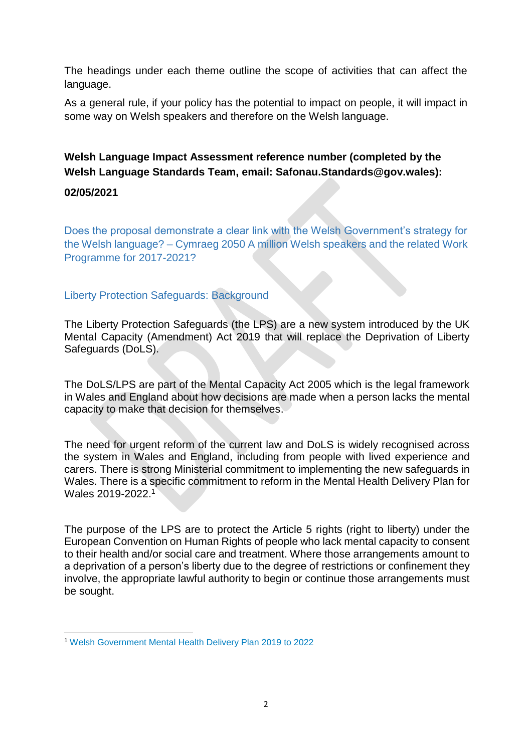The headings under each theme outline the scope of activities that can affect the language.

As a general rule, if your policy has the potential to impact on people, it will impact in some way on Welsh speakers and therefore on the Welsh language.

**Welsh Language Impact Assessment reference number (completed by the Welsh Language Standards Team, email: Safonau.Standards@gov.wales):**

**02/05/2021**

## Does the proposal demonstrate a clear link with the Welsh Government's strategy for the Welsh language? – Cymraeg 2050 A million Welsh speakers and the related Work Programme for 2017-2021?

### Liberty Protection Safeguards: Background

The Liberty Protection Safeguards (the LPS) are a new system introduced by the UK Mental Capacity (Amendment) Act 2019 that will replace the Deprivation of Liberty Safeguards (DoLS).

The DoLS/LPS are part of the Mental Capacity Act 2005 which is the legal framework in Wales and England about how decisions are made when a person lacks the mental capacity to make that decision for themselves.

The need for urgent reform of the current law and DoLS is widely recognised across the system in Wales and England, including from people with lived experience and carers. There is strong Ministerial commitment to implementing the new safeguards in Wales. There is a specific commitment to reform in the Mental Health Delivery Plan for Wales 2019-2022.[1]

The purpose of the LPS are to protect the Article 5 rights (right to liberty) under the European Convention on Human Rights of people who lack mental capacity to consent to their health and/or social care and treatment. Where those arrangements amount to a deprivation of a person's liberty due to the degree of restrictions or confinement they involve, the appropriate lawful authority to begin or continue those arrangements must be sought.

[1] Welsh Government Mental Health Delivery Plan 2019 to 2022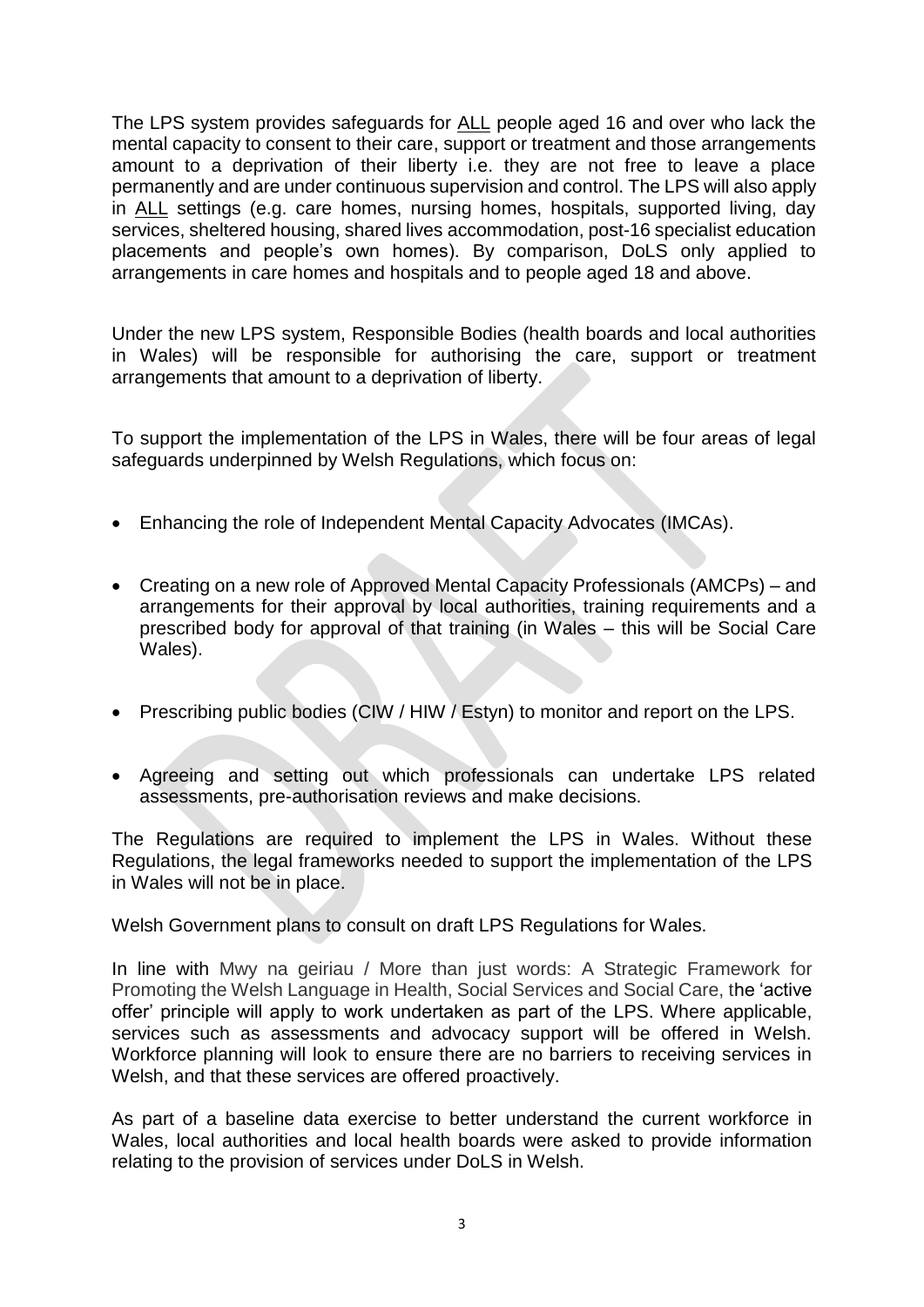The LPS system provides safeguards for ALL people aged 16 and over who lack the mental capacity to consent to their care, support or treatment and those arrangements amount to a deprivation of their liberty i.e. they are not free to leave a place permanently and are under continuous supervision and control. The LPS will also apply in ALL settings (e.g. care homes, nursing homes, hospitals, supported living, day services, sheltered housing, shared lives accommodation, post-16 specialist education placements and people's own homes). By comparison, DoLS only applied to arrangements in care homes and hospitals and to people aged 18 and above.

Under the new LPS system, Responsible Bodies (health boards and local authorities in Wales) will be responsible for authorising the care, support or treatment arrangements that amount to a deprivation of liberty.

To support the implementation of the LPS in Wales, there will be four areas of legal safeguards underpinned by Welsh Regulations, which focus on:

- Enhancing the role of Independent Mental Capacity Advocates (IMCAs).
- Creating on a new role of Approved Mental Capacity Professionals (AMCPs) – and arrangements for their approval by local authorities, training requirements and a prescribed body for approval of that training (in Wales – this will be Social Care Wales).
- Prescribing public bodies (CIW / HIW / Estyn) to monitor and report on the LPS.
- Agreeing and setting out which professionals can undertake LPS related assessments, pre-authorisation reviews and make decisions.

The Regulations are required to implement the LPS in Wales. Without these Regulations, the legal frameworks needed to support the implementation of the LPS in Wales will not be in place.

Welsh Government plans to consult on draft LPS Regulations for Wales.

In line with Mwy na geiriau / More than just words: A Strategic Framework for Promoting the Welsh Language in Health, Social Services and Social Care, the 'active offer' principle will apply to work undertaken as part of the LPS. Where applicable, services such as assessments and advocacy support will be offered in Welsh. Workforce planning will look to ensure there are no barriers to receiving services in Welsh, and that these services are offered proactively.

As part of a baseline data exercise to better understand the current workforce in Wales, local authorities and local health boards were asked to provide information relating to the provision of services under DoLS in Welsh.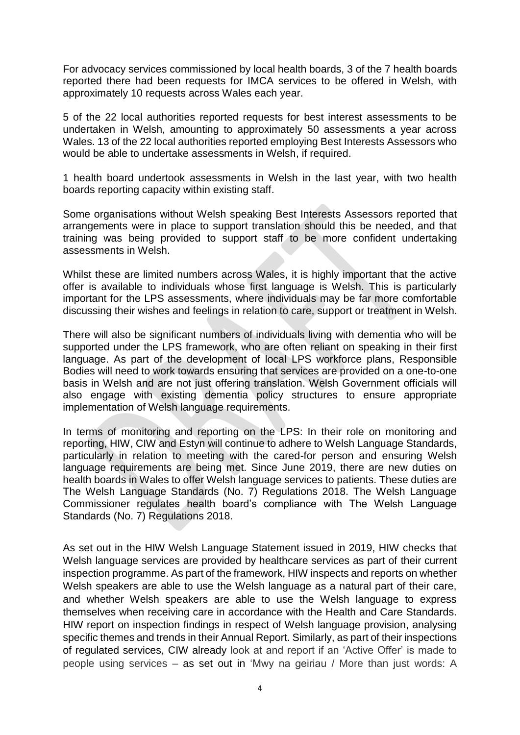For advocacy services commissioned by local health boards, 3 of the 7 health boards reported there had been requests for IMCA services to be offered in Welsh, with approximately 10 requests across Wales each year.

5 of the 22 local authorities reported requests for best interest assessments to be undertaken in Welsh, amounting to approximately 50 assessments a year across Wales. 13 of the 22 local authorities reported employing Best Interests Assessors who would be able to undertake assessments in Welsh, if required.

1 health board undertook assessments in Welsh in the last year, with two health boards reporting capacity within existing staff.

Some organisations without Welsh speaking Best Interests Assessors reported that arrangements were in place to support translation should this be needed, and that training was being provided to support staff to be more confident undertaking assessments in Welsh.

Whilst these are limited numbers across Wales, it is highly important that the active offer is available to individuals whose first language is Welsh. This is particularly important for the LPS assessments, where individuals may be far more comfortable discussing their wishes and feelings in relation to care, support or treatment in Welsh.

There will also be significant numbers of individuals living with dementia who will be supported under the LPS framework, who are often reliant on speaking in their first language. As part of the development of local LPS workforce plans, Responsible Bodies will need to work towards ensuring that services are provided on a one-to-one basis in Welsh and are not just offering translation. Welsh Government officials will also engage with existing dementia policy structures to ensure appropriate implementation of Welsh language requirements.

In terms of monitoring and reporting on the LPS: In their role on monitoring and reporting, HIW, CIW and Estyn will continue to adhere to Welsh Language Standards, particularly in relation to meeting with the cared-for person and ensuring Welsh language requirements are being met. Since June 2019, there are new duties on health boards in Wales to offer Welsh language services to patients. These duties are The Welsh Language Standards (No. 7) Regulations 2018. The Welsh Language Commissioner regulates health board's compliance with The Welsh Language Standards (No. 7) Regulations 2018.

As set out in the HIW Welsh Language Statement issued in 2019, HIW checks that Welsh language services are provided by healthcare services as part of their current inspection programme. As part of the framework, HIW inspects and reports on whether Welsh speakers are able to use the Welsh language as a natural part of their care, and whether Welsh speakers are able to use the Welsh language to express themselves when receiving care in accordance with the Health and Care Standards. HIW report on inspection findings in respect of Welsh language provision, analysing specific themes and trends in their Annual Report. Similarly, as part of their inspections of regulated services, CIW already look at and report if an 'Active Offer' is made to people using services – as set out in 'Mwy na geiriau / More than just words: A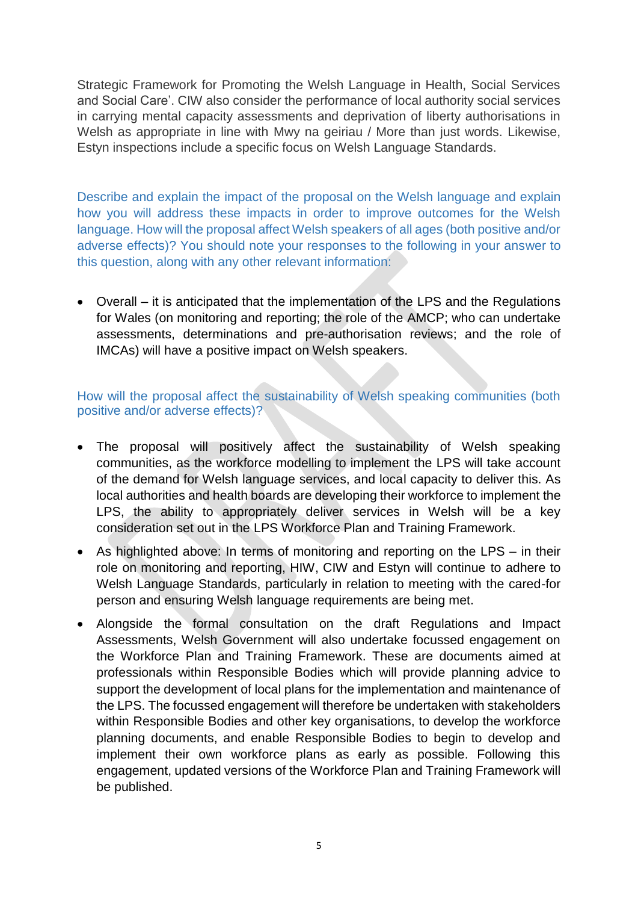Strategic Framework for Promoting the Welsh Language in Health, Social Services and Social Care'. CIW also consider the performance of local authority social services in carrying mental capacity assessments and deprivation of liberty authorisations in Welsh as appropriate in line with Mwy na geiriau / More than just words. Likewise, Estyn inspections include a specific focus on Welsh Language Standards.

Describe and explain the impact of the proposal on the Welsh language and explain how you will address these impacts in order to improve outcomes for the Welsh language. How will the proposal affect Welsh speakers of all ages (both positive and/or adverse effects)? You should note your responses to the following in your answer to this question, along with any other relevant information:

- Overall – it is anticipated that the implementation of the LPS and the Regulations for Wales (on monitoring and reporting; the role of the AMCP; who can undertake assessments, determinations and pre-authorisation reviews; and the role of IMCAs) will have a positive impact on Welsh speakers.

How will the proposal affect the sustainability of Welsh speaking communities (both positive and/or adverse effects)?

- The proposal will positively affect the sustainability of Welsh speaking communities, as the workforce modelling to implement the LPS will take account of the demand for Welsh language services, and local capacity to deliver this. As local authorities and health boards are developing their workforce to implement the LPS, the ability to appropriately deliver services in Welsh will be a key consideration set out in the LPS Workforce Plan and Training Framework.
- As highlighted above: In terms of monitoring and reporting on the LPS – in their role on monitoring and reporting, HIW, CIW and Estyn will continue to adhere to Welsh Language Standards, particularly in relation to meeting with the cared-for person and ensuring Welsh language requirements are being met.
- Alongside the formal consultation on the draft Regulations and Impact Assessments, Welsh Government will also undertake focussed engagement on the Workforce Plan and Training Framework. These are documents aimed at professionals within Responsible Bodies which will provide planning advice to support the development of local plans for the implementation and maintenance of the LPS. The focussed engagement will therefore be undertaken with stakeholders within Responsible Bodies and other key organisations, to develop the workforce planning documents, and enable Responsible Bodies to begin to develop and implement their own workforce plans as early as possible. Following this engagement, updated versions of the Workforce Plan and Training Framework will be published.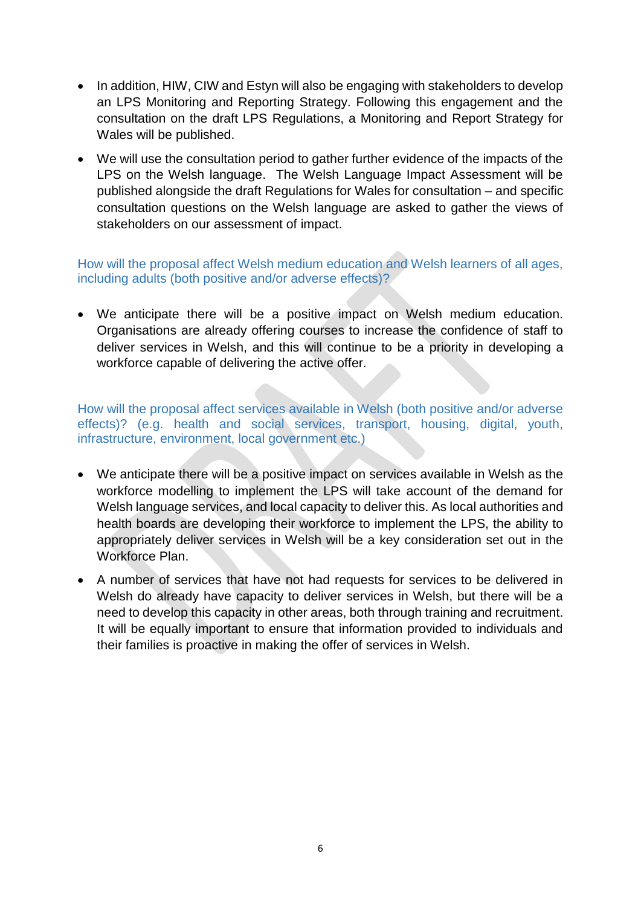- In addition, HIW, CIW and Estyn will also be engaging with stakeholders to develop an LPS Monitoring and Reporting Strategy. Following this engagement and the consultation on the draft LPS Regulations, a Monitoring and Report Strategy for Wales will be published.
- We will use the consultation period to gather further evidence of the impacts of the LPS on the Welsh language. The Welsh Language Impact Assessment will be published alongside the draft Regulations for Wales for consultation – and specific consultation questions on the Welsh language are asked to gather the views of stakeholders on our assessment of impact.

### How will the proposal affect Welsh medium education and Welsh learners of all ages, including adults (both positive and/or adverse effects)?

- We anticipate there will be a positive impact on Welsh medium education. Organisations are already offering courses to increase the confidence of staff to deliver services in Welsh, and this will continue to be a priority in developing a workforce capable of delivering the active offer.

### How will the proposal affect services available in Welsh (both positive and/or adverse effects)? (e.g. health and social services, transport, housing, digital, youth, infrastructure, environment, local government etc.)

- We anticipate there will be a positive impact on services available in Welsh as the workforce modelling to implement the LPS will take account of the demand for Welsh language services, and local capacity to deliver this. As local authorities and health boards are developing their workforce to implement the LPS, the ability to appropriately deliver services in Welsh will be a key consideration set out in the Workforce Plan.
- A number of services that have not had requests for services to be delivered in Welsh do already have capacity to deliver services in Welsh, but there will be a need to develop this capacity in other areas, both through training and recruitment. It will be equally important to ensure that information provided to individuals and their families is proactive in making the offer of services in Welsh.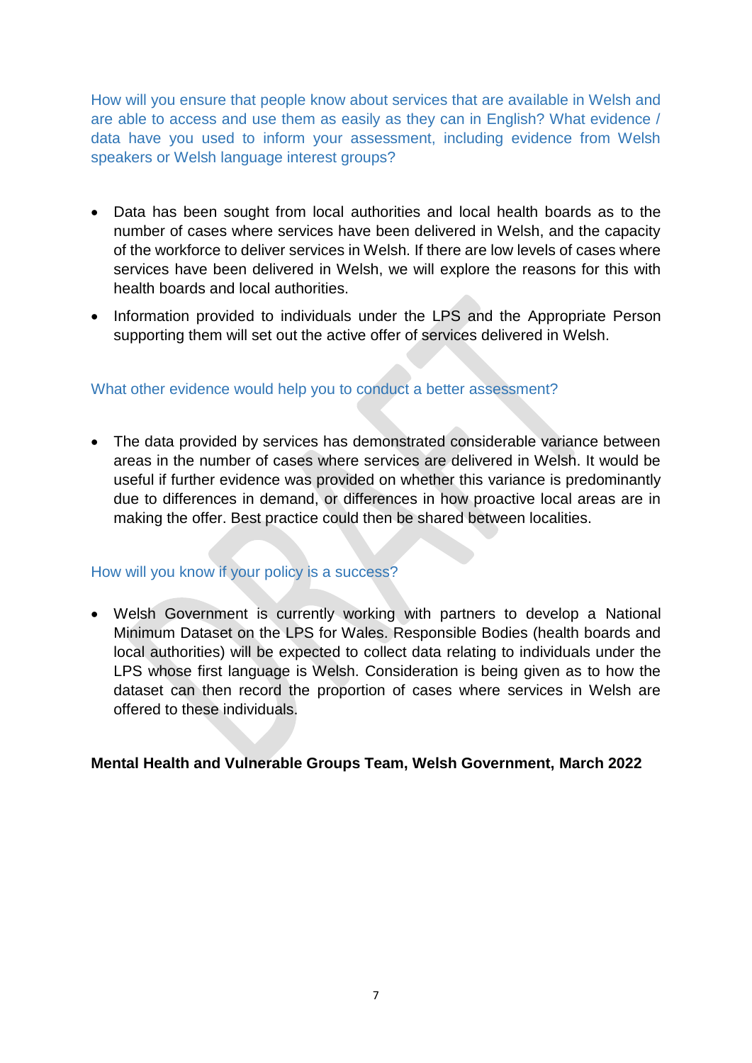How will you ensure that people know about services that are available in Welsh and are able to access and use them as easily as they can in English? What evidence / data have you used to inform your assessment, including evidence from Welsh speakers or Welsh language interest groups?

- Data has been sought from local authorities and local health boards as to the number of cases where services have been delivered in Welsh, and the capacity of the workforce to deliver services in Welsh. If there are low levels of cases where services have been delivered in Welsh, we will explore the reasons for this with health boards and local authorities.
- Information provided to individuals under the LPS and the Appropriate Person supporting them will set out the active offer of services delivered in Welsh.

What other evidence would help you to conduct a better assessment?

- The data provided by services has demonstrated considerable variance between areas in the number of cases where services are delivered in Welsh. It would be useful if further evidence was provided on whether this variance is predominantly due to differences in demand, or differences in how proactive local areas are in making the offer. Best practice could then be shared between localities.

How will you know if your policy is a success?

- Welsh Government is currently working with partners to develop a National Minimum Dataset on the LPS for Wales. Responsible Bodies (health boards and local authorities) will be expected to collect data relating to individuals under the LPS whose first language is Welsh. Consideration is being given as to how the dataset can then record the proportion of cases where services in Welsh are offered to these individuals.

**Mental Health and Vulnerable Groups Team, Welsh Government, March 2022**